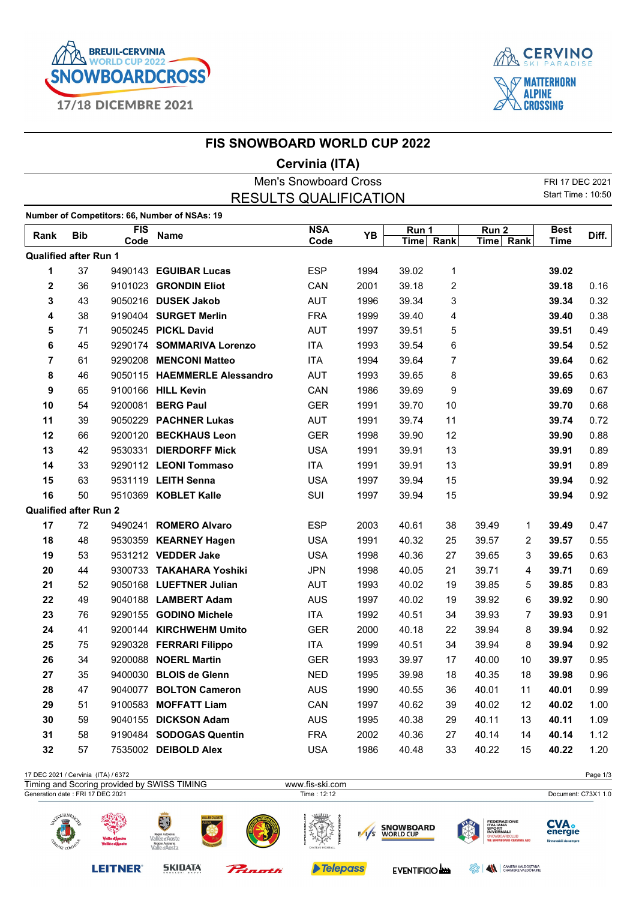# FIS SNOWBOARD WORLD CUP 2022

## Cervinia (ITA)

Men's Snowboard Cross

RESULTS QUALIFICATION

FRI 17 DEC 2021

Start Time : 10:50

Number of Competitors: 66, Number of NSAs: 19

| Rank | Bib | FIS Code | Name | NSA Code | YB | Run 1 Time | Run 1 Rank | Run 2 Time | Run 2 Rank | Best Time | Diff. |
|---|---|---|---|---|---|---|---|---|---|---|---|
| **Qualified after Run 1** | | | | | | | | | | | |
| **1** | 37 | 9490143 | **EGUIBAR Lucas** | ESP | 1994 | 39.02 | 1 | | | **39.02** | |
| **2** | 36 | 9101023 | **GRONDIN Eliot** | CAN | 2001 | 39.18 | 2 | | | **39.18** | 0.16 |
| **3** | 43 | 9050216 | **DUSEK Jakob** | AUT | 1996 | 39.34 | 3 | | | **39.34** | 0.32 |
| **4** | 38 | 9190404 | **SURGET Merlin** | FRA | 1999 | 39.40 | 4 | | | **39.40** | 0.38 |
| **5** | 71 | 9050245 | **PICKL David** | AUT | 1997 | 39.51 | 5 | | | **39.51** | 0.49 |
| **6** | 45 | 9290174 | **SOMMARIVA Lorenzo** | ITA | 1993 | 39.54 | 6 | | | **39.54** | 0.52 |
| **7** | 61 | 9290208 | **MENCONI Matteo** | ITA | 1994 | 39.64 | 7 | | | **39.64** | 0.62 |
| **8** | 46 | 9050115 | **HAEMMERLE Alessandro** | AUT | 1993 | 39.65 | 8 | | | **39.65** | 0.63 |
| **9** | 65 | 9100166 | **HILL Kevin** | CAN | 1986 | 39.69 | 9 | | | **39.69** | 0.67 |
| **10** | 54 | 9200081 | **BERG Paul** | GER | 1991 | 39.70 | 10 | | | **39.70** | 0.68 |
| **11** | 39 | 9050229 | **PACHNER Lukas** | AUT | 1991 | 39.74 | 11 | | | **39.74** | 0.72 |
| **12** | 66 | 9200120 | **BECKHAUS Leon** | GER | 1998 | 39.90 | 12 | | | **39.90** | 0.88 |
| **13** | 42 | 9530331 | **DIERDORFF Mick** | USA | 1991 | 39.91 | 13 | | | **39.91** | 0.89 |
| **14** | 33 | 9290112 | **LEONI Tommaso** | ITA | 1991 | 39.91 | 13 | | | **39.91** | 0.89 |
| **15** | 63 | 9531119 | **LEITH Senna** | USA | 1997 | 39.94 | 15 | | | **39.94** | 0.92 |
| **16** | 50 | 9510369 | **KOBLET Kalle** | SUI | 1997 | 39.94 | 15 | | | **39.94** | 0.92 |
| **Qualified after Run 2** | | | | | | | | | | | |
| **17** | 72 | 9490241 | **ROMERO Alvaro** | ESP | 2003 | 40.61 | 38 | 39.49 | 1 | **39.49** | 0.47 |
| **18** | 48 | 9530359 | **KEARNEY Hagen** | USA | 1991 | 40.32 | 25 | 39.57 | 2 | **39.57** | 0.55 |
| **19** | 53 | 9531212 | **VEDDER Jake** | USA | 1998 | 40.36 | 27 | 39.65 | 3 | **39.65** | 0.63 |
| **20** | 44 | 9300733 | **TAKAHARA Yoshiki** | JPN | 1998 | 40.05 | 21 | 39.71 | 4 | **39.71** | 0.69 |
| **21** | 52 | 9050168 | **LUEFTNER Julian** | AUT | 1993 | 40.02 | 19 | 39.85 | 5 | **39.85** | 0.83 |
| **22** | 49 | 9040188 | **LAMBERT Adam** | AUS | 1997 | 40.02 | 19 | 39.92 | 6 | **39.92** | 0.90 |
| **23** | 76 | 9290155 | **GODINO Michele** | ITA | 1992 | 40.51 | 34 | 39.93 | 7 | **39.93** | 0.91 |
| **24** | 41 | 9200144 | **KIRCHWEHM Umito** | GER | 2000 | 40.18 | 22 | 39.94 | 8 | **39.94** | 0.92 |
| **25** | 75 | 9290328 | **FERRARI Filippo** | ITA | 1999 | 40.51 | 34 | 39.94 | 8 | **39.94** | 0.92 |
| **26** | 34 | 9200088 | **NOERL Martin** | GER | 1993 | 39.97 | 17 | 40.00 | 10 | **39.97** | 0.95 |
| **27** | 35 | 9400030 | **BLOIS de Glenn** | NED | 1995 | 39.98 | 18 | 40.35 | 18 | **39.98** | 0.96 |
| **28** | 47 | 9040077 | **BOLTON Cameron** | AUS | 1990 | 40.55 | 36 | 40.01 | 11 | **40.01** | 0.99 |
| **29** | 51 | 9100583 | **MOFFATT Liam** | CAN | 1997 | 40.62 | 39 | 40.02 | 12 | **40.02** | 1.00 |
| **30** | 59 | 9040155 | **DICKSON Adam** | AUS | 1995 | 40.38 | 29 | 40.11 | 13 | **40.11** | 1.09 |
| **31** | 58 | 9190484 | **SODOGAS Quentin** | FRA | 2002 | 40.36 | 27 | 40.14 | 14 | **40.14** | 1.12 |
| **32** | 57 | 7535002 | **DEIBOLD Alex** | USA | 1986 | 40.48 | 33 | 40.22 | 15 | **40.22** | 1.20 |

17 DEC 2021 / Cervinia (ITA) / 6372

Timing and Scoring provided by SWISS TIMING

www.fis-ski.com

Generation date : FRI 17 DEC 2021

Time : 12:12

Document: C73X1 1.0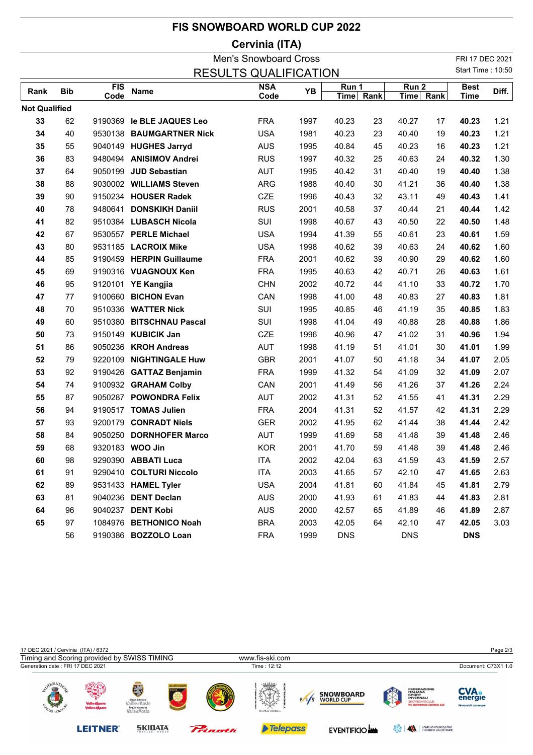# FIS SNOWBOARD WORLD CUP 2022

## Cervinia (ITA)

Men's Snowboard Cross

RESULTS QUALIFICATION

FRI 17 DEC 2021

Start Time : 10:50

| Rank | Bib | FIS Code | Name | NSA Code | YB | Run 1 Time | Run 1 Rank | Run 2 Time | Run 2 Rank | Best Time | Diff. |
|---|---|---|---|---|---|---|---|---|---|---|---|
| **Not Qualified** | | | | | | | | | | | |
| 33 | 62 | 9190369 | **le BLE JAQUES Leo** | FRA | 1997 | 40.23 | 23 | 40.27 | 17 | **40.23** | 1.21 |
| 34 | 40 | 9530138 | **BAUMGARTNER Nick** | USA | 1981 | 40.23 | 23 | 40.40 | 19 | **40.23** | 1.21 |
| 35 | 55 | 9040149 | **HUGHES Jarryd** | AUS | 1995 | 40.84 | 45 | 40.23 | 16 | **40.23** | 1.21 |
| 36 | 83 | 9480494 | **ANISIMOV Andrei** | RUS | 1997 | 40.32 | 25 | 40.63 | 24 | **40.32** | 1.30 |
| 37 | 64 | 9050199 | **JUD Sebastian** | AUT | 1995 | 40.42 | 31 | 40.40 | 19 | **40.40** | 1.38 |
| 38 | 88 | 9030002 | **WILLIAMS Steven** | ARG | 1988 | 40.40 | 30 | 41.21 | 36 | **40.40** | 1.38 |
| 39 | 90 | 9150234 | **HOUSER Radek** | CZE | 1996 | 40.43 | 32 | 43.11 | 49 | **40.43** | 1.41 |
| 40 | 78 | 9480641 | **DONSKIKH Daniil** | RUS | 2001 | 40.58 | 37 | 40.44 | 21 | **40.44** | 1.42 |
| 41 | 82 | 9510384 | **LUBASCH Nicola** | SUI | 1998 | 40.67 | 43 | 40.50 | 22 | **40.50** | 1.48 |
| 42 | 67 | 9530557 | **PERLE Michael** | USA | 1994 | 41.39 | 55 | 40.61 | 23 | **40.61** | 1.59 |
| 43 | 80 | 9531185 | **LACROIX Mike** | USA | 1998 | 40.62 | 39 | 40.63 | 24 | **40.62** | 1.60 |
| 44 | 85 | 9190459 | **HERPIN Guillaume** | FRA | 2001 | 40.62 | 39 | 40.90 | 29 | **40.62** | 1.60 |
| 45 | 69 | 9190316 | **VUAGNOUX Ken** | FRA | 1995 | 40.63 | 42 | 40.71 | 26 | **40.63** | 1.61 |
| 46 | 95 | 9120101 | **YE Kangjia** | CHN | 2002 | 40.72 | 44 | 41.10 | 33 | **40.72** | 1.70 |
| 47 | 77 | 9100660 | **BICHON Evan** | CAN | 1998 | 41.00 | 48 | 40.83 | 27 | **40.83** | 1.81 |
| 48 | 70 | 9510336 | **WATTER Nick** | SUI | 1995 | 40.85 | 46 | 41.19 | 35 | **40.85** | 1.83 |
| 49 | 60 | 9510380 | **BITSCHNAU Pascal** | SUI | 1998 | 41.04 | 49 | 40.88 | 28 | **40.88** | 1.86 |
| 50 | 73 | 9150149 | **KUBICIK Jan** | CZE | 1996 | 40.96 | 47 | 41.02 | 31 | **40.96** | 1.94 |
| 51 | 86 | 9050236 | **KROH Andreas** | AUT | 1998 | 41.19 | 51 | 41.01 | 30 | **41.01** | 1.99 |
| 52 | 79 | 9220109 | **NIGHTINGALE Huw** | GBR | 2001 | 41.07 | 50 | 41.18 | 34 | **41.07** | 2.05 |
| 53 | 92 | 9190426 | **GATTAZ Benjamin** | FRA | 1999 | 41.32 | 54 | 41.09 | 32 | **41.09** | 2.07 |
| 54 | 74 | 9100932 | **GRAHAM Colby** | CAN | 2001 | 41.49 | 56 | 41.26 | 37 | **41.26** | 2.24 |
| 55 | 87 | 9050287 | **POWONDRA Felix** | AUT | 2002 | 41.31 | 52 | 41.55 | 41 | **41.31** | 2.29 |
| 56 | 94 | 9190517 | **TOMAS Julien** | FRA | 2004 | 41.31 | 52 | 41.57 | 42 | **41.31** | 2.29 |
| 57 | 93 | 9200179 | **CONRADT Niels** | GER | 2002 | 41.95 | 62 | 41.44 | 38 | **41.44** | 2.42 |
| 58 | 84 | 9050250 | **DORNHOFER Marco** | AUT | 1999 | 41.69 | 58 | 41.48 | 39 | **41.48** | 2.46 |
| 59 | 68 | 9320183 | **WOO Jin** | KOR | 2001 | 41.70 | 59 | 41.48 | 39 | **41.48** | 2.46 |
| 60 | 98 | 9290390 | **ABBATI Luca** | ITA | 2002 | 42.04 | 63 | 41.59 | 43 | **41.59** | 2.57 |
| 61 | 91 | 9290410 | **COLTURI Niccolo** | ITA | 2003 | 41.65 | 57 | 42.10 | 47 | **41.65** | 2.63 |
| 62 | 89 | 9531433 | **HAMEL Tyler** | USA | 2004 | 41.81 | 60 | 41.84 | 45 | **41.81** | 2.79 |
| 63 | 81 | 9040236 | **DENT Declan** | AUS | 2000 | 41.93 | 61 | 41.83 | 44 | **41.83** | 2.81 |
| 64 | 96 | 9040237 | **DENT Kobi** | AUS | 2000 | 42.57 | 65 | 41.89 | 46 | **41.89** | 2.87 |
| 65 | 97 | 1084976 | **BETHONICO Noah** | BRA | 2003 | 42.05 | 64 | 42.10 | 47 | **42.05** | 3.03 |
| | 56 | 9190386 | **BOZZOLO Loan** | FRA | 1999 | DNS | | DNS | | **DNS** | |

17 DEC 2021 / Cervinia (ITA) / 6372

Timing and Scoring provided by SWISS TIMING

www.fis-ski.com

Generation date : FRI 17 DEC 2021

Time : 12:12

Document: C73X1 1.0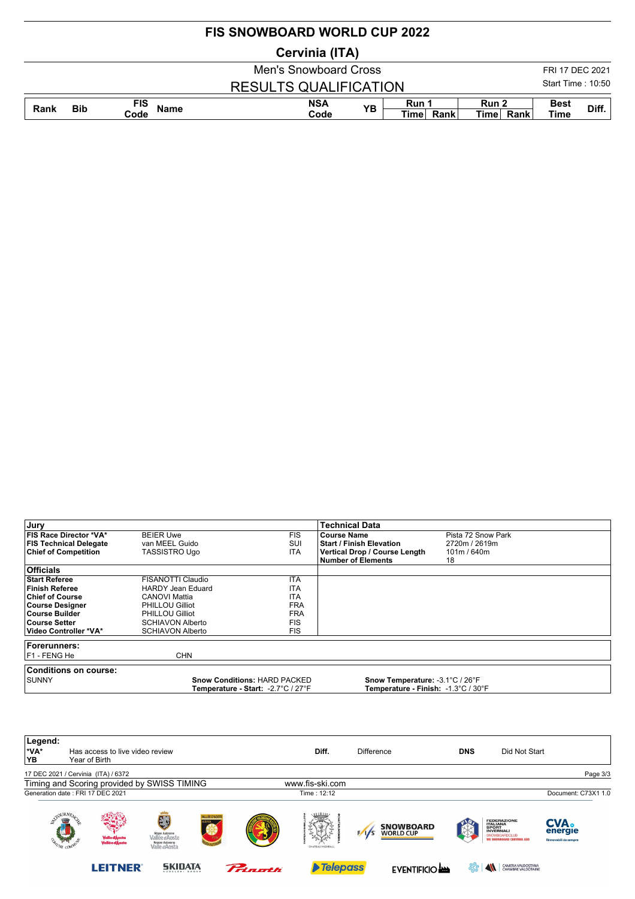# FIS SNOWBOARD WORLD CUP 2022

## Cervinia (ITA)

### Men's Snowboard Cross

FRI 17 DEC 2021

## RESULTS QUALIFICATION

Start Time : 10:50

| Rank | Bib | FIS Code | Name | NSA Code | YB | Run 1 Time | Run 1 Rank | Run 2 Time | Run 2 Rank | Best Time | Diff. |
|---|---|---|---|---|---|---|---|---|---|---|---|

| Jury | | |
|---|---|---|
| FIS Race Director *VA* | BEIER Uwe | FIS |
| FIS Technical Delegate | van MEEL Guido | SUI |
| Chief of Competition | TASSISTRO Ugo | ITA |

| Technical Data | |
|---|---|
| Course Name | Pista 72 Snow Park |
| Start / Finish Elevation | 2720m / 2619m |
| Vertical Drop / Course Length | 101m / 640m |
| Number of Elements | 18 |

| Officials | | |
|---|---|---|
| Start Referee | FISANOTTI Claudio | ITA |
| Finish Referee | HARDY Jean Eduard | ITA |
| Chief of Course | CANOVI Mattia | ITA |
| Course Designer | PHILLOU Gilliot | FRA |
| Course Builder | PHILLOU Gilliot | FRA |
| Course Setter | SCHIAVON Alberto | FIS |
| Video Controller *VA* | SCHIAVON Alberto | FIS |

**Forerunners:**

F1 - FENG He — CHN

**Conditions on course:**

SUNNY

**Snow Conditions:** HARD PACKED

**Temperature - Start:** -2.7°C / 27°F

**Snow Temperature:** -3.1°C / 26°F

**Temperature - Finish:** -1.3°C / 30°F

**Legend:**

| | | | | | |
|---|---|---|---|---|---|
| *VA* | Has access to live video review | Diff. | Difference | DNS | Did Not Start |
| YB | Year of Birth | | | | |

17 DEC 2021 / Cervinia (ITA) / 6372

Timing and Scoring provided by SWISS TIMING — www.fis-ski.com

Generation date : FRI 17 DEC 2021 — Time : 12:12 — Document: C73X1 1.0